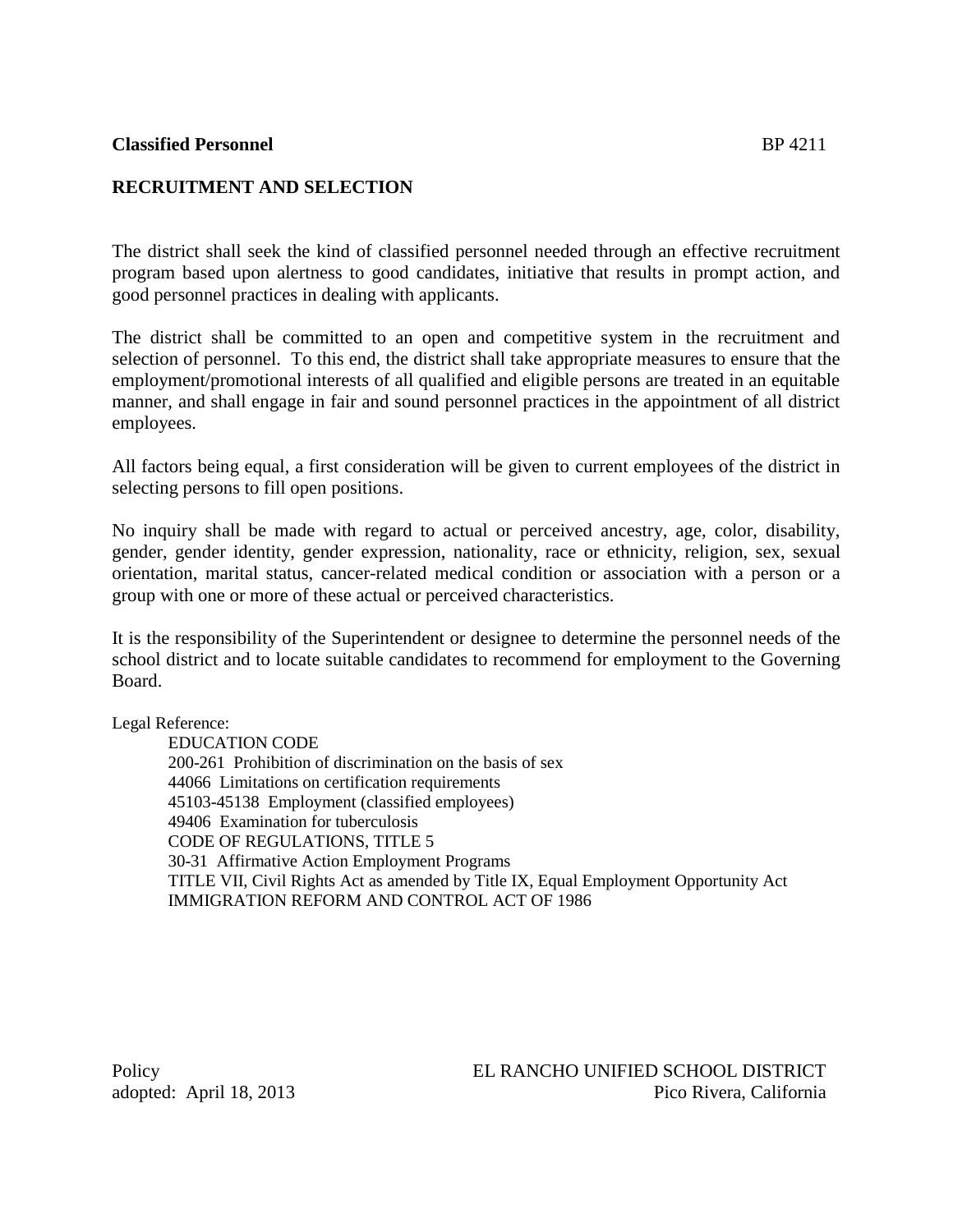**Classified Personnel** BP 4211

## RECRUITMENT AND SELECTION

The district shall seek the kind of classified personnel needed through an effective recruitment program based upon alertness to good candidates, initiative that results in prompt action, and good personnel practices in dealing with applicants.

The district shall be committed to an open and competitive system in the recruitment and selection of personnel. To this end, the district shall take appropriate measures to ensure that the employment/promotional interests of all qualified and eligible persons are treated in an equitable manner, and shall engage in fair and sound personnel practices in the appointment of all district employees.

All factors being equal, a first consideration will be given to current employees of the district in selecting persons to fill open positions.

No inquiry shall be made with regard to actual or perceived ancestry, age, color, disability, gender, gender identity, gender expression, nationality, race or ethnicity, religion, sex, sexual orientation, marital status, cancer-related medical condition or association with a person or a group with one or more of these actual or perceived characteristics.

It is the responsibility of the Superintendent or designee to determine the personnel needs of the school district and to locate suitable candidates to recommend for employment to the Governing Board.

Legal Reference:

EDUCATION CODE
200-261 Prohibition of discrimination on the basis of sex
44066 Limitations on certification requirements
45103-45138 Employment (classified employees)
49406 Examination for tuberculosis
CODE OF REGULATIONS, TITLE 5
30-31 Affirmative Action Employment Programs
TITLE VII, Civil Rights Act as amended by Title IX, Equal Employment Opportunity Act
IMMIGRATION REFORM AND CONTROL ACT OF 1986

Policy
adopted: April 18, 2013

EL RANCHO UNIFIED SCHOOL DISTRICT
Pico Rivera, California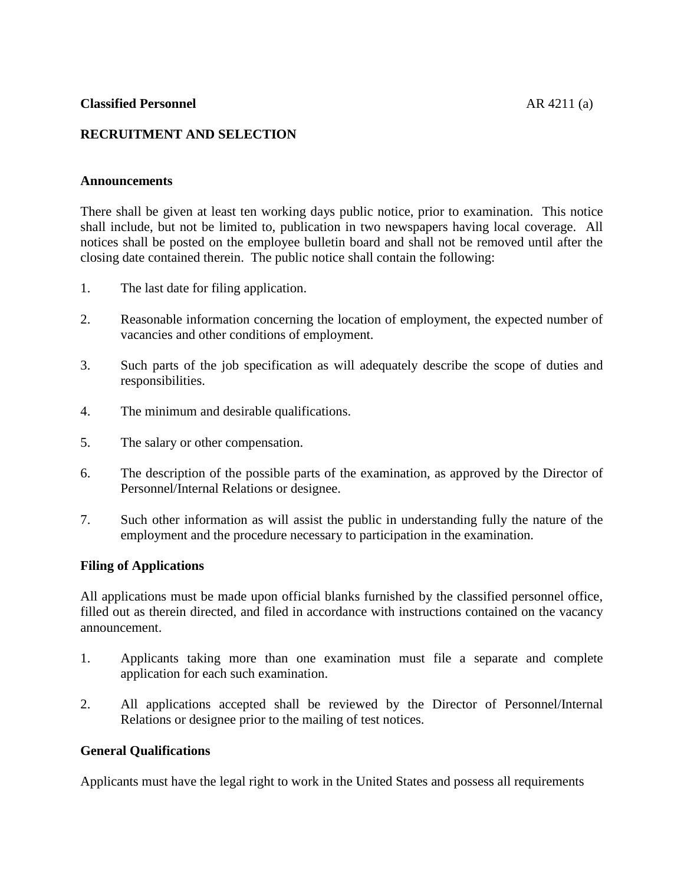**Classified Personnel** AR 4211 (a)

**RECRUITMENT AND SELECTION**

**Announcements**

There shall be given at least ten working days public notice, prior to examination. This notice shall include, but not be limited to, publication in two newspapers having local coverage. All notices shall be posted on the employee bulletin board and shall not be removed until after the closing date contained therein. The public notice shall contain the following:

1. The last date for filing application.

2. Reasonable information concerning the location of employment, the expected number of vacancies and other conditions of employment.

3. Such parts of the job specification as will adequately describe the scope of duties and responsibilities.

4. The minimum and desirable qualifications.

5. The salary or other compensation.

6. The description of the possible parts of the examination, as approved by the Director of Personnel/Internal Relations or designee.

7. Such other information as will assist the public in understanding fully the nature of the employment and the procedure necessary to participation in the examination.

**Filing of Applications**

All applications must be made upon official blanks furnished by the classified personnel office, filled out as therein directed, and filed in accordance with instructions contained on the vacancy announcement.

1. Applicants taking more than one examination must file a separate and complete application for each such examination.

2. All applications accepted shall be reviewed by the Director of Personnel/Internal Relations or designee prior to the mailing of test notices.

**General Qualifications**

Applicants must have the legal right to work in the United States and possess all requirements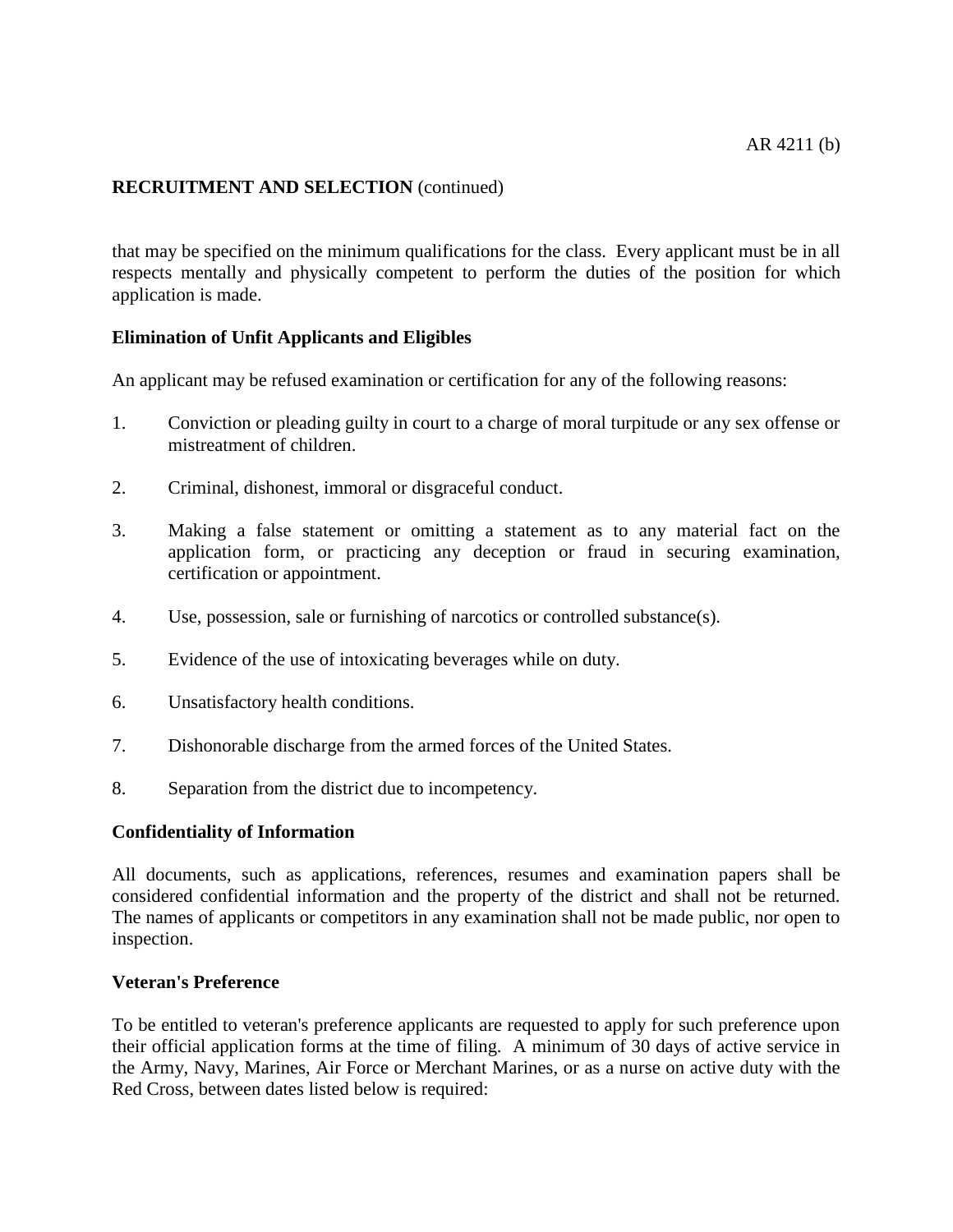that may be specified on the minimum qualifications for the class. Every applicant must be in all respects mentally and physically competent to perform the duties of the position for which application is made.

**Elimination of Unfit Applicants and Eligibles**

An applicant may be refused examination or certification for any of the following reasons:

1. Conviction or pleading guilty in court to a charge of moral turpitude or any sex offense or mistreatment of children.

2. Criminal, dishonest, immoral or disgraceful conduct.

3. Making a false statement or omitting a statement as to any material fact on the application form, or practicing any deception or fraud in securing examination, certification or appointment.

4. Use, possession, sale or furnishing of narcotics or controlled substance(s).

5. Evidence of the use of intoxicating beverages while on duty.

6. Unsatisfactory health conditions.

7. Dishonorable discharge from the armed forces of the United States.

8. Separation from the district due to incompetency.

**Confidentiality of Information**

All documents, such as applications, references, resumes and examination papers shall be considered confidential information and the property of the district and shall not be returned. The names of applicants or competitors in any examination shall not be made public, nor open to inspection.

**Veteran's Preference**

To be entitled to veteran's preference applicants are requested to apply for such preference upon their official application forms at the time of filing. A minimum of 30 days of active service in the Army, Navy, Marines, Air Force or Merchant Marines, or as a nurse on active duty with the Red Cross, between dates listed below is required: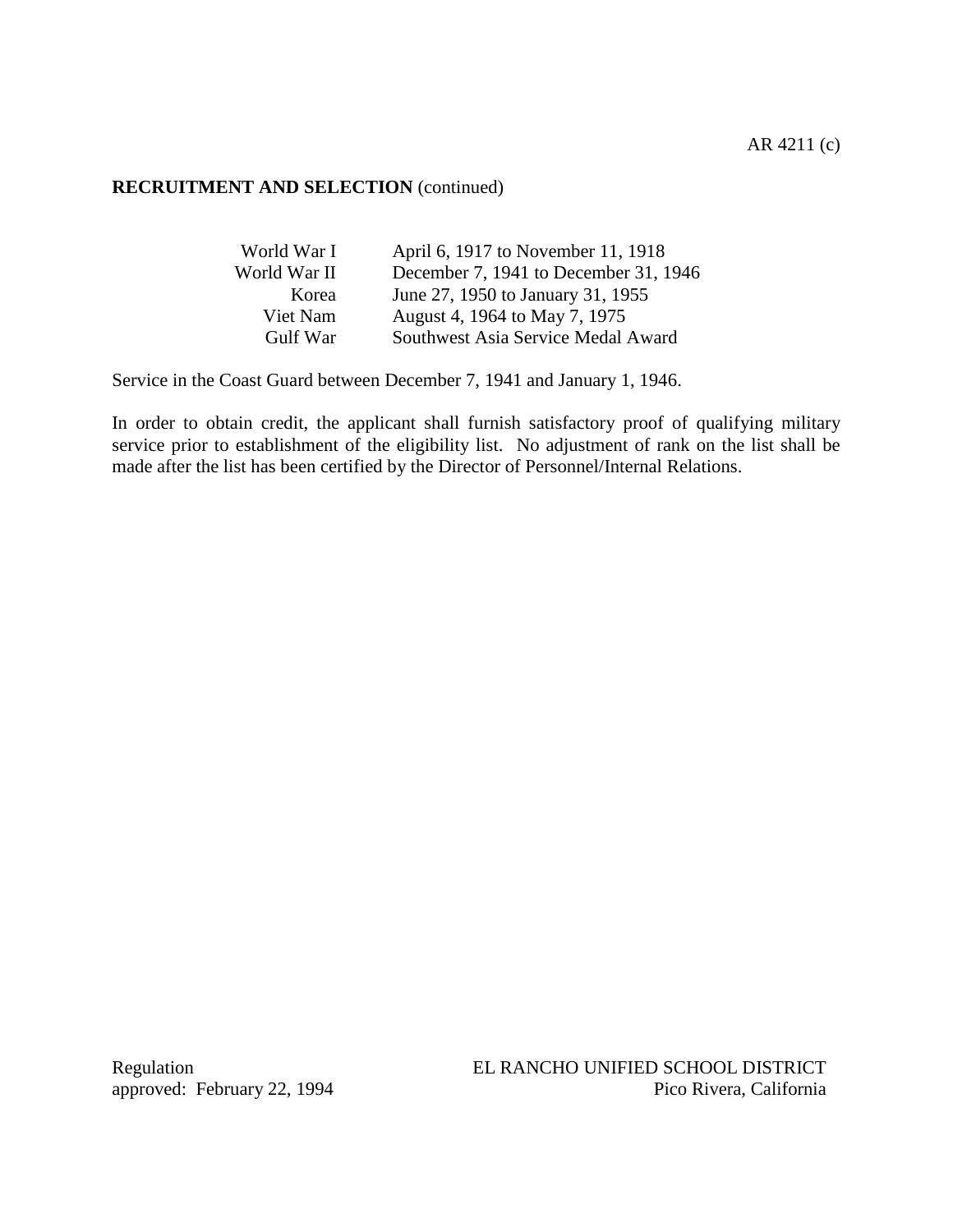**RECRUITMENT AND SELECTION** (continued)

| | |
|---|---|
| World War I | April 6, 1917 to November 11, 1918 |
| World War II | December 7, 1941 to December 31, 1946 |
| Korea | June 27, 1950 to January 31, 1955 |
| Viet Nam | August 4, 1964 to May 7, 1975 |
| Gulf War | Southwest Asia Service Medal Award |

Service in the Coast Guard between December 7, 1941 and January 1, 1946.

In order to obtain credit, the applicant shall furnish satisfactory proof of qualifying military service prior to establishment of the eligibility list. No adjustment of rank on the list shall be made after the list has been certified by the Director of Personnel/Internal Relations.

Regulation
approved: February 22, 1994

EL RANCHO UNIFIED SCHOOL DISTRICT
Pico Rivera, California